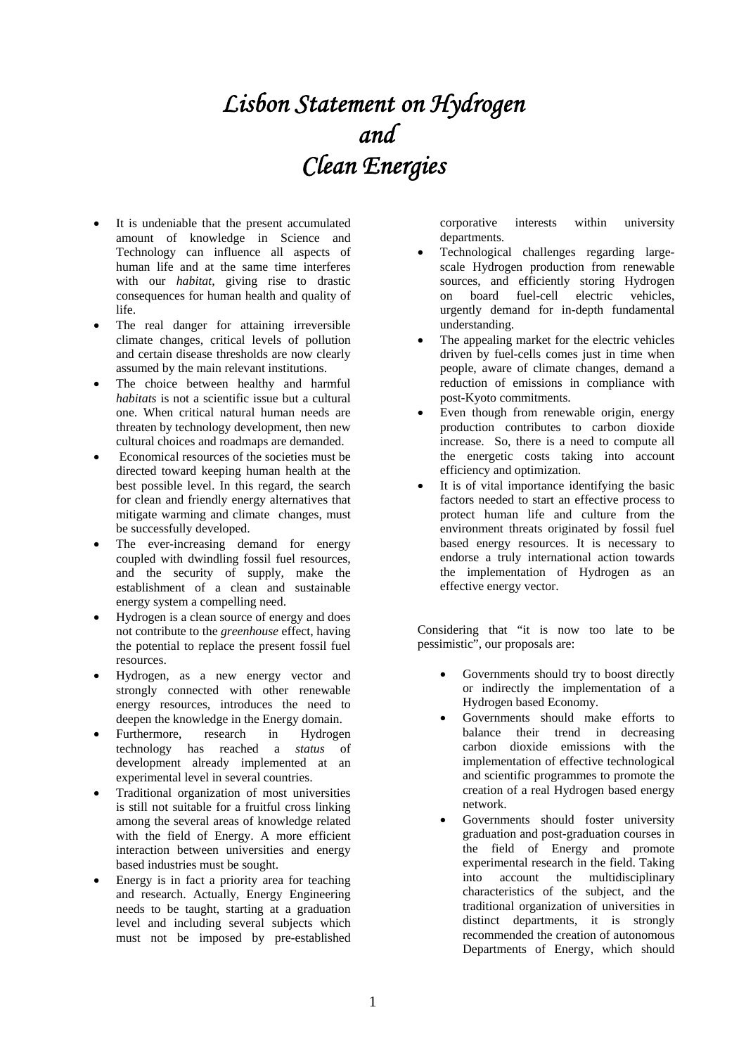# *Lisbon Statement on Hydrogen and Clean Energies*

- It is undeniable that the present accumulated amount of knowledge in Science and Technology can influence all aspects of human life and at the same time interferes with our *habitat*, giving rise to drastic consequences for human health and quality of life.
- The real danger for attaining irreversible climate changes, critical levels of pollution and certain disease thresholds are now clearly assumed by the main relevant institutions.
- The choice between healthy and harmful *habitats* is not a scientific issue but a cultural one. When critical natural human needs are threaten by technology development, then new cultural choices and roadmaps are demanded.
- Economical resources of the societies must be directed toward keeping human health at the best possible level. In this regard, the search for clean and friendly energy alternatives that mitigate warming and climate changes, must be successfully developed.
- The ever-increasing demand for energy coupled with dwindling fossil fuel resources, and the security of supply, make the establishment of a clean and sustainable energy system a compelling need.
- Hydrogen is a clean source of energy and does not contribute to the *greenhouse* effect, having the potential to replace the present fossil fuel resources.
- Hydrogen, as a new energy vector and strongly connected with other renewable energy resources, introduces the need to deepen the knowledge in the Energy domain.
- Furthermore, research in Hydrogen technology has reached a *status* of development already implemented at an experimental level in several countries.
- Traditional organization of most universities is still not suitable for a fruitful cross linking among the several areas of knowledge related with the field of Energy. A more efficient interaction between universities and energy based industries must be sought.
- Energy is in fact a priority area for teaching and research. Actually, Energy Engineering needs to be taught, starting at a graduation level and including several subjects which must not be imposed by pre-established corporative interests within university departments.
- Technological challenges regarding large-scale Hydrogen production from renewable sources, and efficiently storing Hydrogen on board fuel-cell electric vehicles, urgently demand for in-depth fundamental understanding.
- The appealing market for the electric vehicles driven by fuel-cells comes just in time when people, aware of climate changes, demand a reduction of emissions in compliance with post-Kyoto commitments.
- Even though from renewable origin, energy production contributes to carbon dioxide increase. So, there is a need to compute all the energetic costs taking into account efficiency and optimization.
- It is of vital importance identifying the basic factors needed to start an effective process to protect human life and culture from the environment threats originated by fossil fuel based energy resources. It is necessary to endorse a truly international action towards the implementation of Hydrogen as an effective energy vector.

Considering that "it is now too late to be pessimistic", our proposals are:

- Governments should try to boost directly or indirectly the implementation of a Hydrogen based Economy.
- Governments should make efforts to balance their trend in decreasing carbon dioxide emissions with the implementation of effective technological and scientific programmes to promote the creation of a real Hydrogen based energy network.
- Governments should foster university graduation and post-graduation courses in the field of Energy and promote experimental research in the field. Taking into account the multidisciplinary characteristics of the subject, and the traditional organization of universities in distinct departments, it is strongly recommended the creation of autonomous Departments of Energy, which should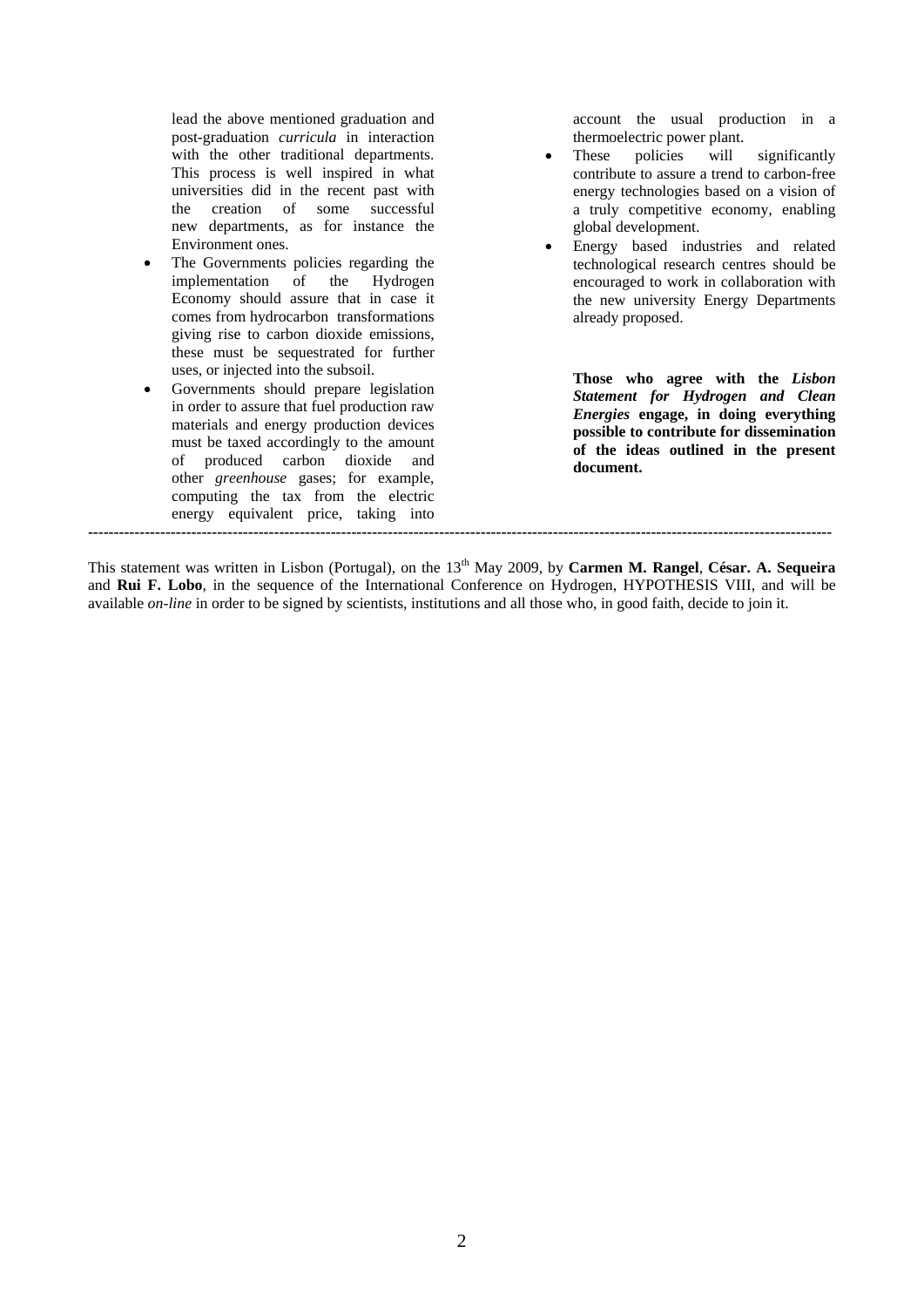lead the above mentioned graduation and post-graduation *curricula* in interaction with the other traditional departments. This process is well inspired in what universities did in the recent past with the creation of some successful new departments, as for instance the Environment ones.

- The Governments policies regarding the implementation of the Hydrogen Economy should assure that in case it comes from hydrocarbon transformations giving rise to carbon dioxide emissions, these must be sequestrated for further uses, or injected into the subsoil.
- Governments should prepare legislation in order to assure that fuel production raw materials and energy production devices must be taxed accordingly to the amount of produced carbon dioxide and other *greenhouse* gases; for example, computing the tax from the electric energy equivalent price, taking into account the usual production in a thermoelectric power plant.
- These policies will significantly contribute to assure a trend to carbon-free energy technologies based on a vision of a truly competitive economy, enabling global development.
- Energy based industries and related technological research centres should be encouraged to work in collaboration with the new university Energy Departments already proposed.

**Those who agree with the *Lisbon Statement for Hydrogen and Clean Energies* engage, in doing everything possible to contribute for dissemination of the ideas outlined in the present document.**

---

This statement was written in Lisbon (Portugal), on the 13th May 2009, by **Carmen M. Rangel**, **César. A. Sequeira** and **Rui F. Lobo**, in the sequence of the International Conference on Hydrogen, HYPOTHESIS VIII, and will be available *on-line* in order to be signed by scientists, institutions and all those who, in good faith, decide to join it.